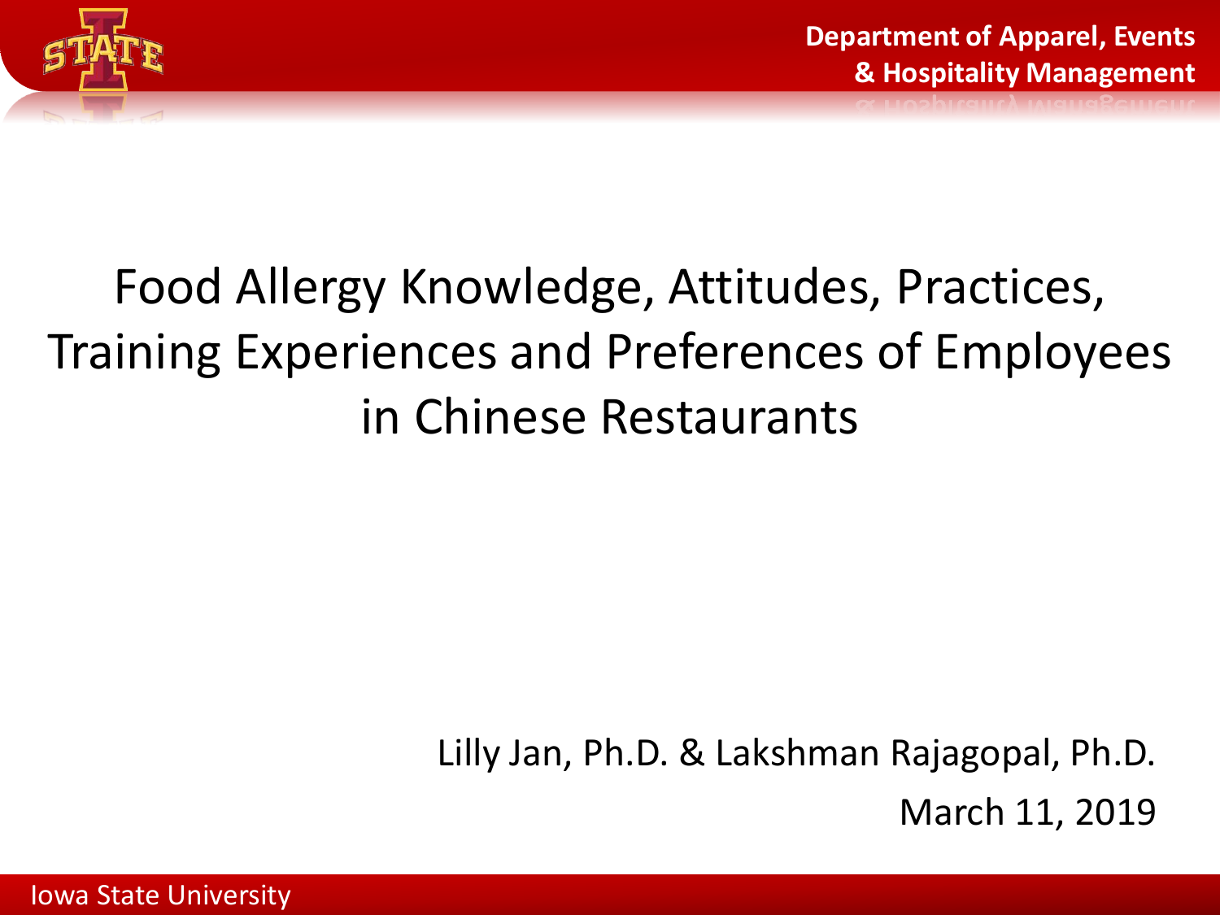Department of Apparel, Events & Hospitality Management

# Food Allergy Knowledge, Attitudes, Practices, Training Experiences and Preferences of Employees in Chinese Restaurants

Lilly Jan, Ph.D. & Lakshman Rajagopal, Ph.D.

March 11, 2019

Iowa State University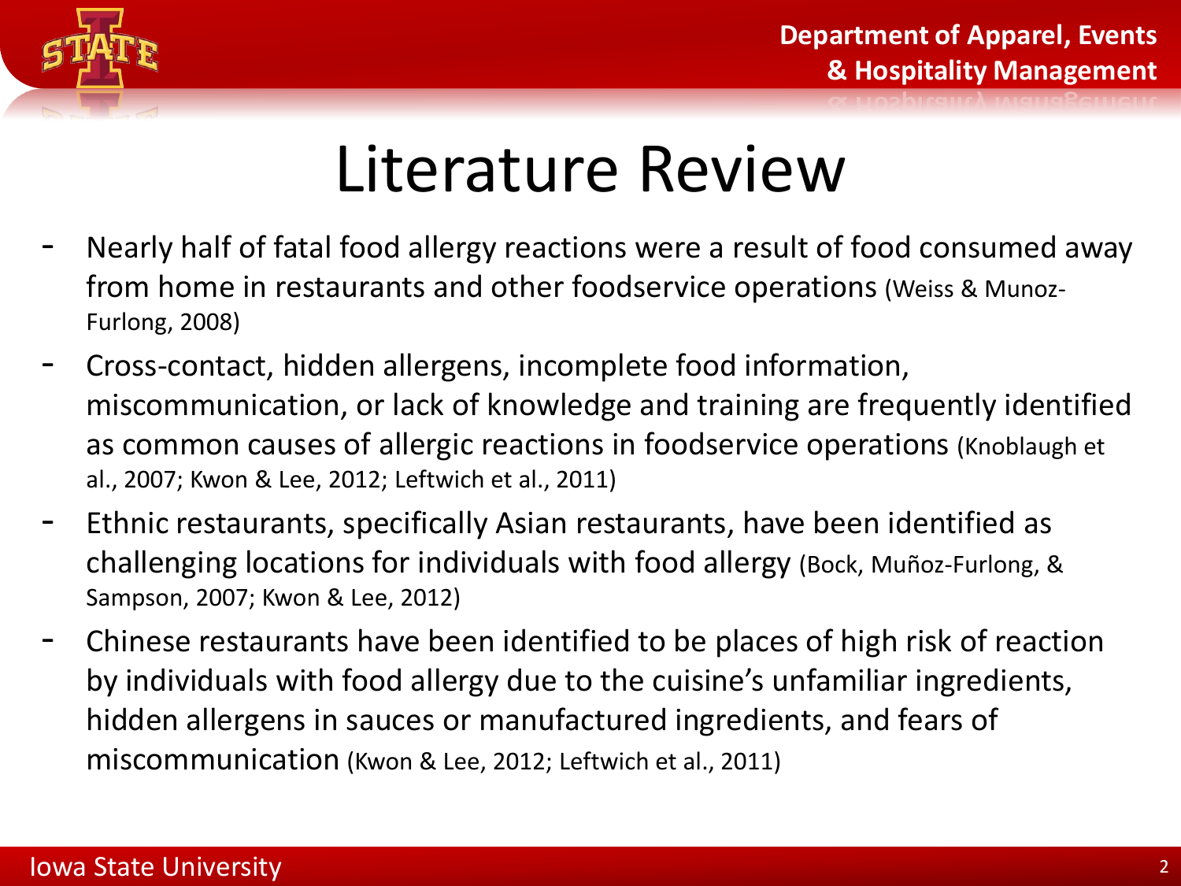# Literature Review

- Nearly half of fatal food allergy reactions were a result of food consumed away from home in restaurants and other foodservice operations (Weiss & Munoz-Furlong, 2008)
- Cross-contact, hidden allergens, incomplete food information, miscommunication, or lack of knowledge and training are frequently identified as common causes of allergic reactions in foodservice operations (Knoblaugh et al., 2007; Kwon & Lee, 2012; Leftwich et al., 2011)
- Ethnic restaurants, specifically Asian restaurants, have been identified as challenging locations for individuals with food allergy (Bock, Muñoz-Furlong, & Sampson, 2007; Kwon & Lee, 2012)
- Chinese restaurants have been identified to be places of high risk of reaction by individuals with food allergy due to the cuisine's unfamiliar ingredients, hidden allergens in sauces or manufactured ingredients, and fears of miscommunication (Kwon & Lee, 2012; Leftwich et al., 2011)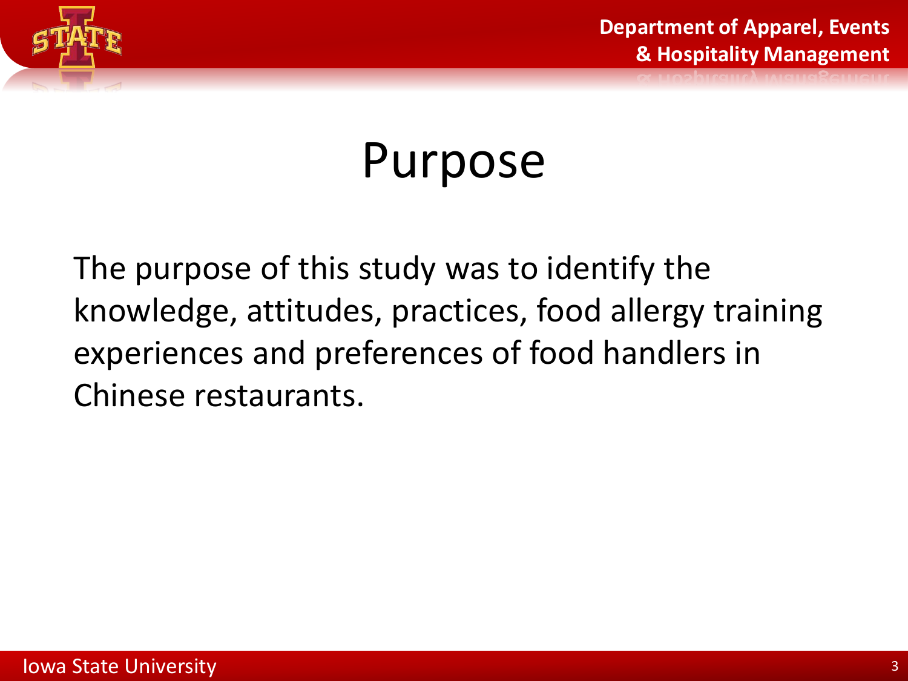# Purpose

The purpose of this study was to identify the knowledge, attitudes, practices, food allergy training experiences and preferences of food handlers in Chinese restaurants.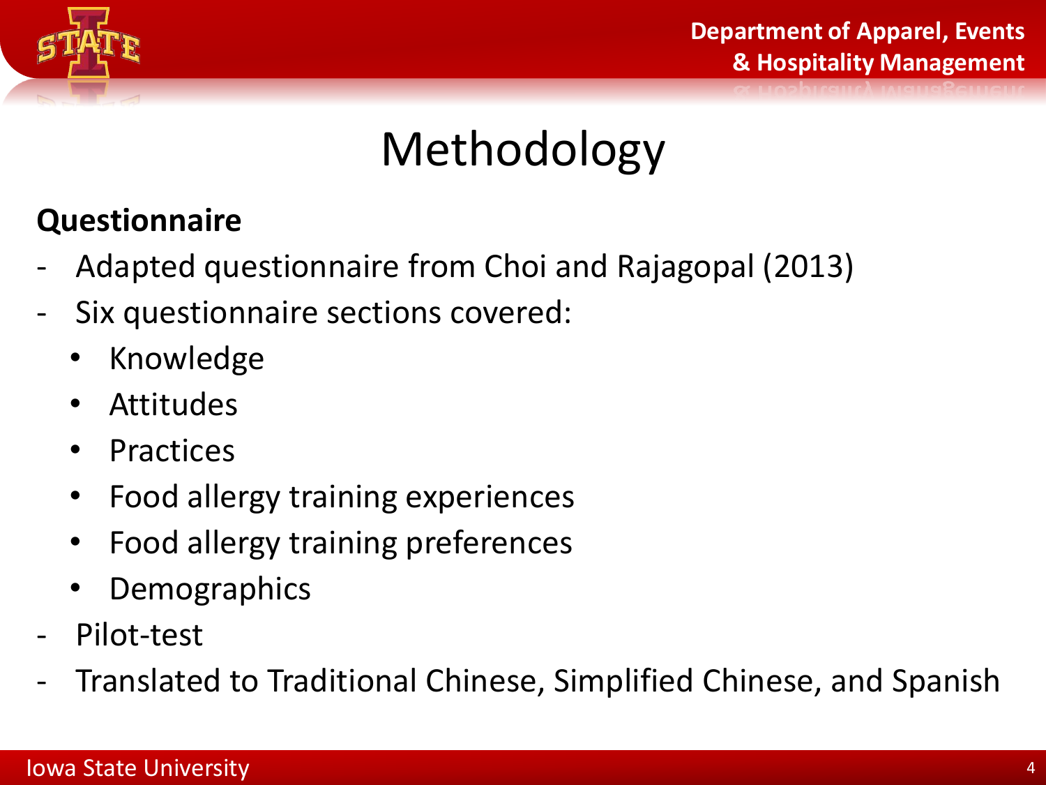# Methodology

**Questionnaire**

- Adapted questionnaire from Choi and Rajagopal (2013)
- Six questionnaire sections covered:
  - Knowledge
  - Attitudes
  - Practices
  - Food allergy training experiences
  - Food allergy training preferences
  - Demographics
- Pilot-test
- Translated to Traditional Chinese, Simplified Chinese, and Spanish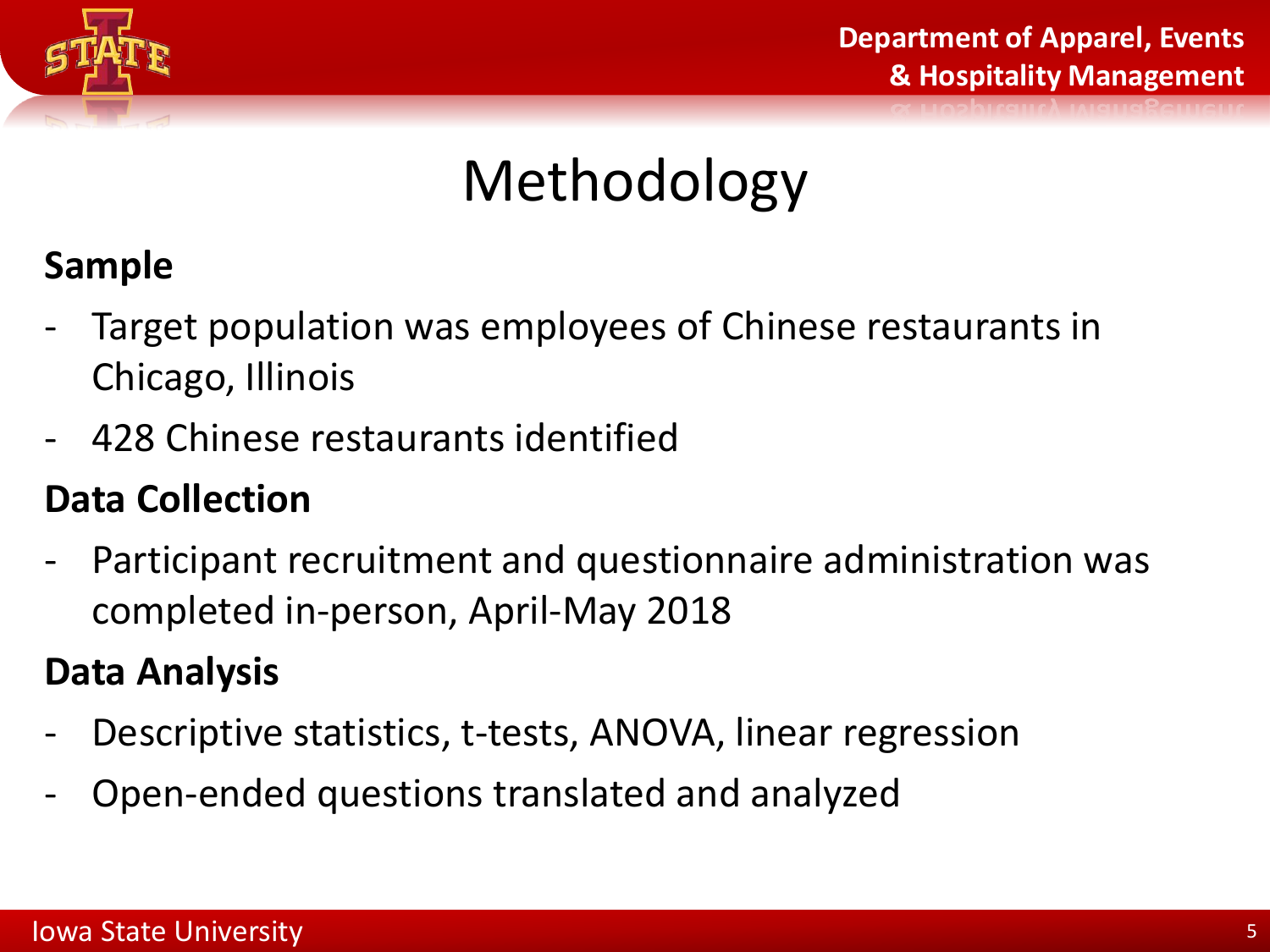# Methodology

**Sample**

- Target population was employees of Chinese restaurants in Chicago, Illinois
- 428 Chinese restaurants identified

**Data Collection**

- Participant recruitment and questionnaire administration was completed in-person, April-May 2018

**Data Analysis**

- Descriptive statistics, t-tests, ANOVA, linear regression
- Open-ended questions translated and analyzed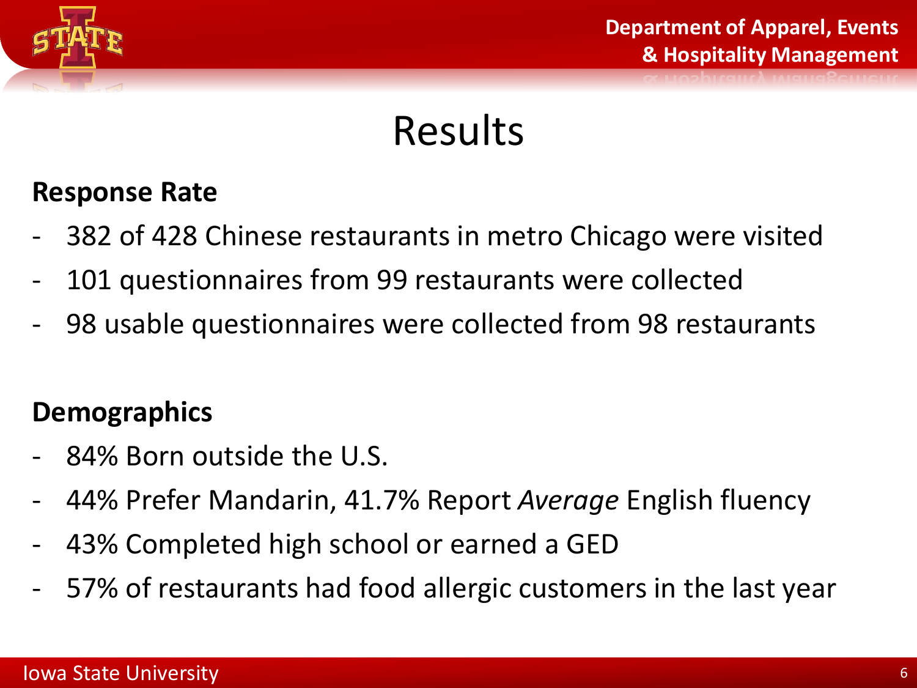# Results

**Response Rate**

- 382 of 428 Chinese restaurants in metro Chicago were visited
- 101 questionnaires from 99 restaurants were collected
- 98 usable questionnaires were collected from 98 restaurants

**Demographics**

- 84% Born outside the U.S.
- 44% Prefer Mandarin, 41.7% Report *Average* English fluency
- 43% Completed high school or earned a GED
- 57% of restaurants had food allergic customers in the last year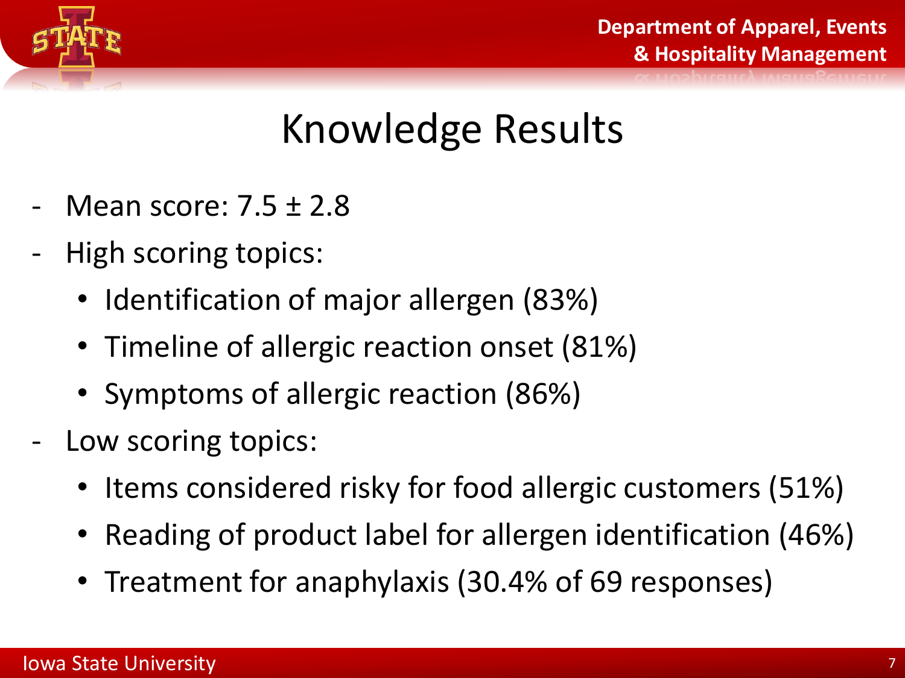# Knowledge Results

- Mean score: 7.5 ± 2.8
- High scoring topics:
  - Identification of major allergen (83%)
  - Timeline of allergic reaction onset (81%)
  - Symptoms of allergic reaction (86%)
- Low scoring topics:
  - Items considered risky for food allergic customers (51%)
  - Reading of product label for allergen identification (46%)
  - Treatment for anaphylaxis (30.4% of 69 responses)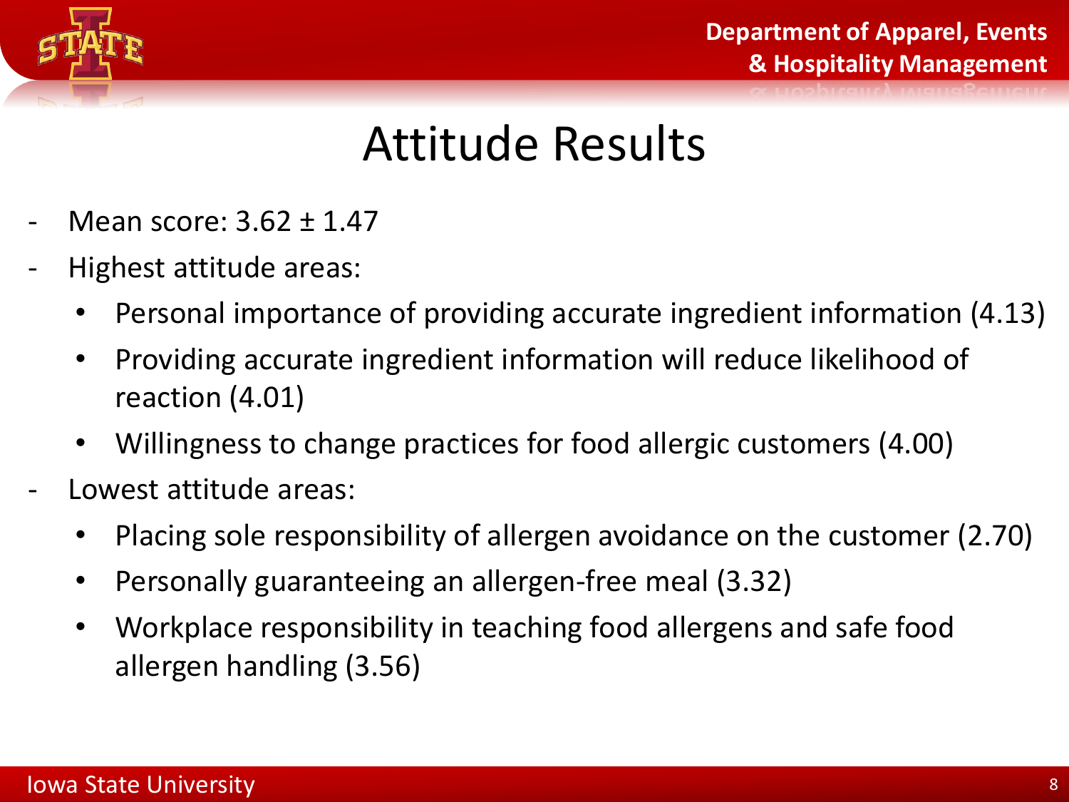# Attitude Results

- Mean score: 3.62 ± 1.47
- Highest attitude areas:
  - Personal importance of providing accurate ingredient information (4.13)
  - Providing accurate ingredient information will reduce likelihood of reaction (4.01)
  - Willingness to change practices for food allergic customers (4.00)
- Lowest attitude areas:
  - Placing sole responsibility of allergen avoidance on the customer (2.70)
  - Personally guaranteeing an allergen-free meal (3.32)
  - Workplace responsibility in teaching food allergens and safe food allergen handling (3.56)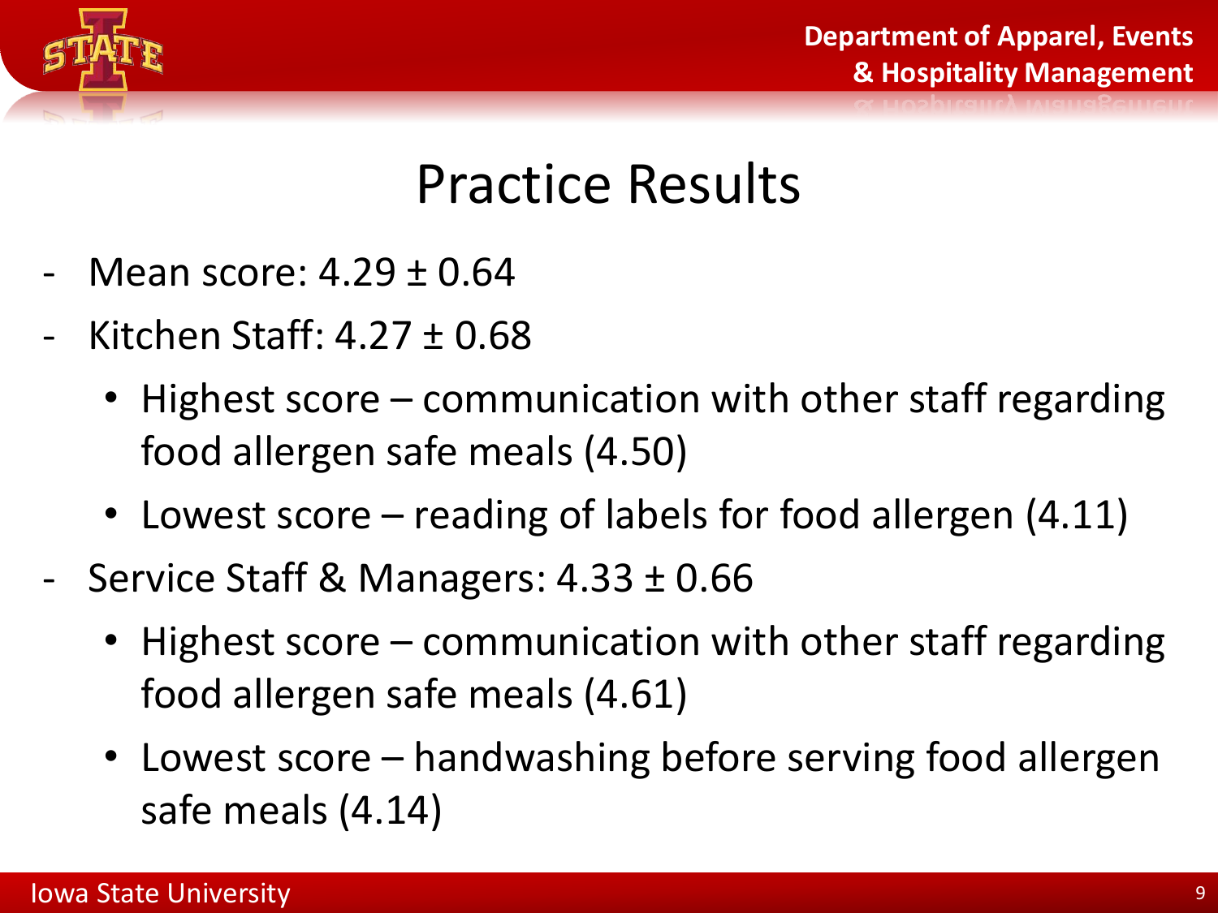# Practice Results

- Mean score: 4.29 ± 0.64
- Kitchen Staff: 4.27 ± 0.68
  - Highest score – communication with other staff regarding food allergen safe meals (4.50)
  - Lowest score – reading of labels for food allergen (4.11)
- Service Staff & Managers: 4.33 ± 0.66
  - Highest score – communication with other staff regarding food allergen safe meals (4.61)
  - Lowest score – handwashing before serving food allergen safe meals (4.14)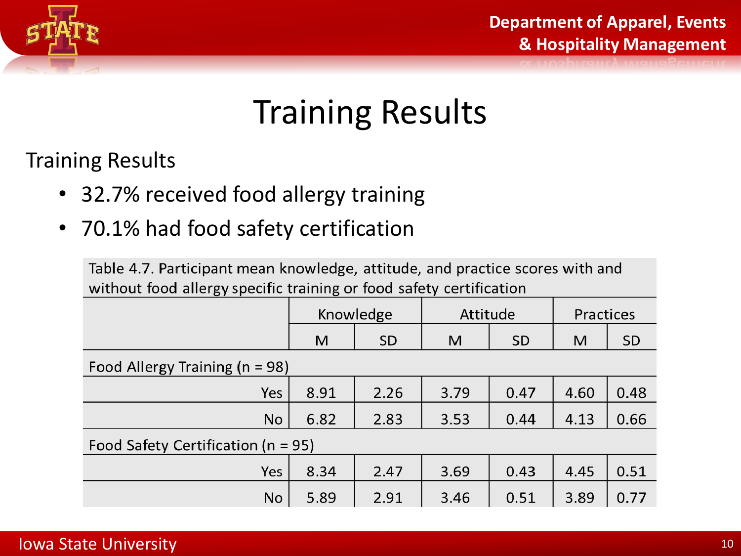# Training Results

Training Results

- 32.7% received food allergy training
- 70.1% had food safety certification

Table 4.7. Participant mean knowledge, attitude, and practice scores with and without food allergy specific training or food safety certification

| | Knowledge | | Attitude | | Practices | |
|---|---|---|---|---|---|---|
| | M | SD | M | SD | M | SD |
| Food Allergy Training (n = 98) | | | | | | |
| Yes | 8.91 | 2.26 | 3.79 | 0.47 | 4.60 | 0.48 |
| No | 6.82 | 2.83 | 3.53 | 0.44 | 4.13 | 0.66 |
| Food Safety Certification (n = 95) | | | | | | |
| Yes | 8.34 | 2.47 | 3.69 | 0.43 | 4.45 | 0.51 |
| No | 5.89 | 2.91 | 3.46 | 0.51 | 3.89 | 0.77 |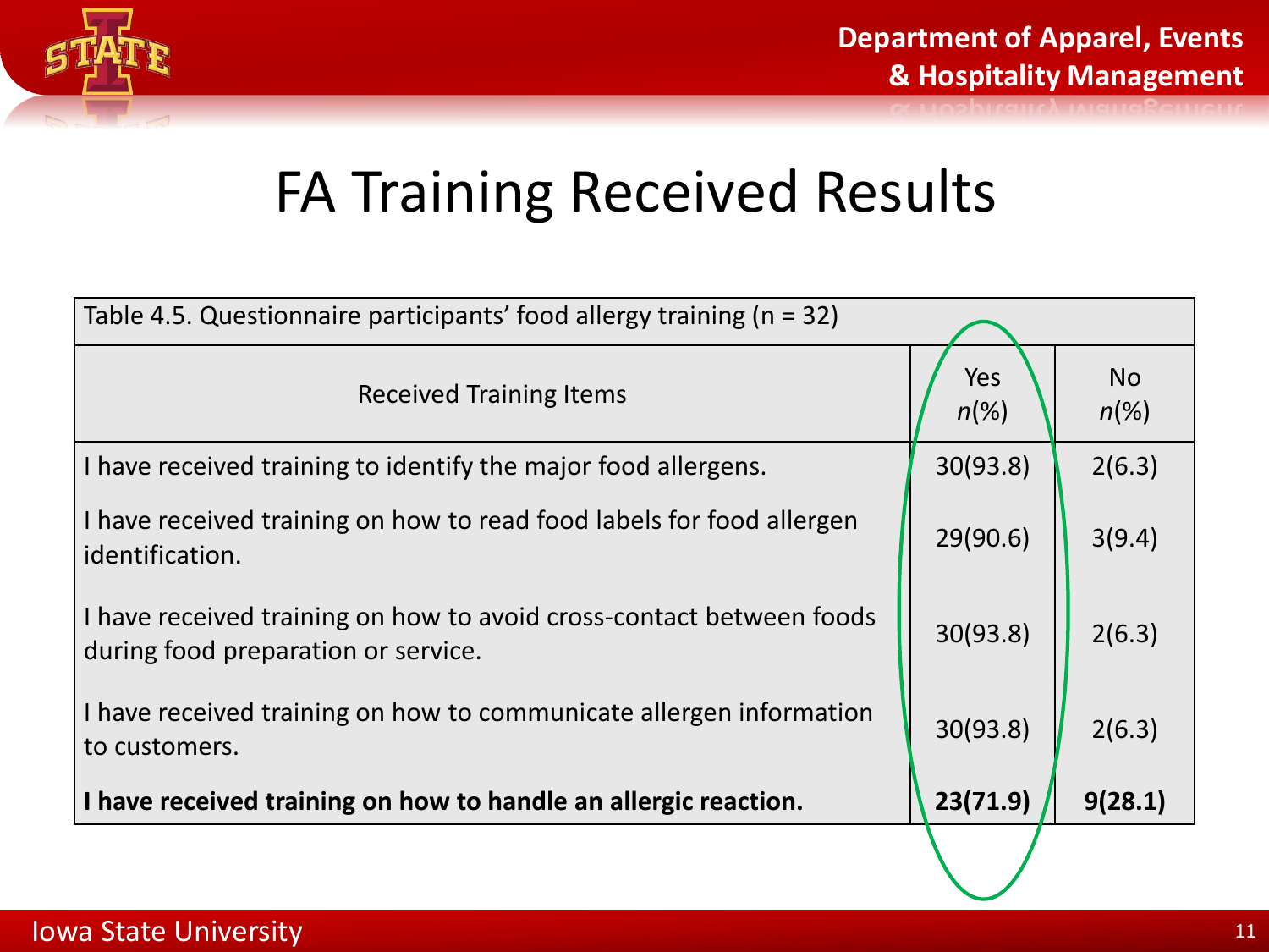# FA Training Received Results

Table 4.5. Questionnaire participants' food allergy training (n = 32)

| Received Training Items | Yes *n*(%) | No *n*(%) |
|---|---|---|
| I have received training to identify the major food allergens. | 30(93.8) | 2(6.3) |
| I have received training on how to read food labels for food allergen identification. | 29(90.6) | 3(9.4) |
| I have received training on how to avoid cross-contact between foods during food preparation or service. | 30(93.8) | 2(6.3) |
| I have received training on how to communicate allergen information to customers. | 30(93.8) | 2(6.3) |
| **I have received training on how to handle an allergic reaction.** | **23(71.9)** | **9(28.1)** |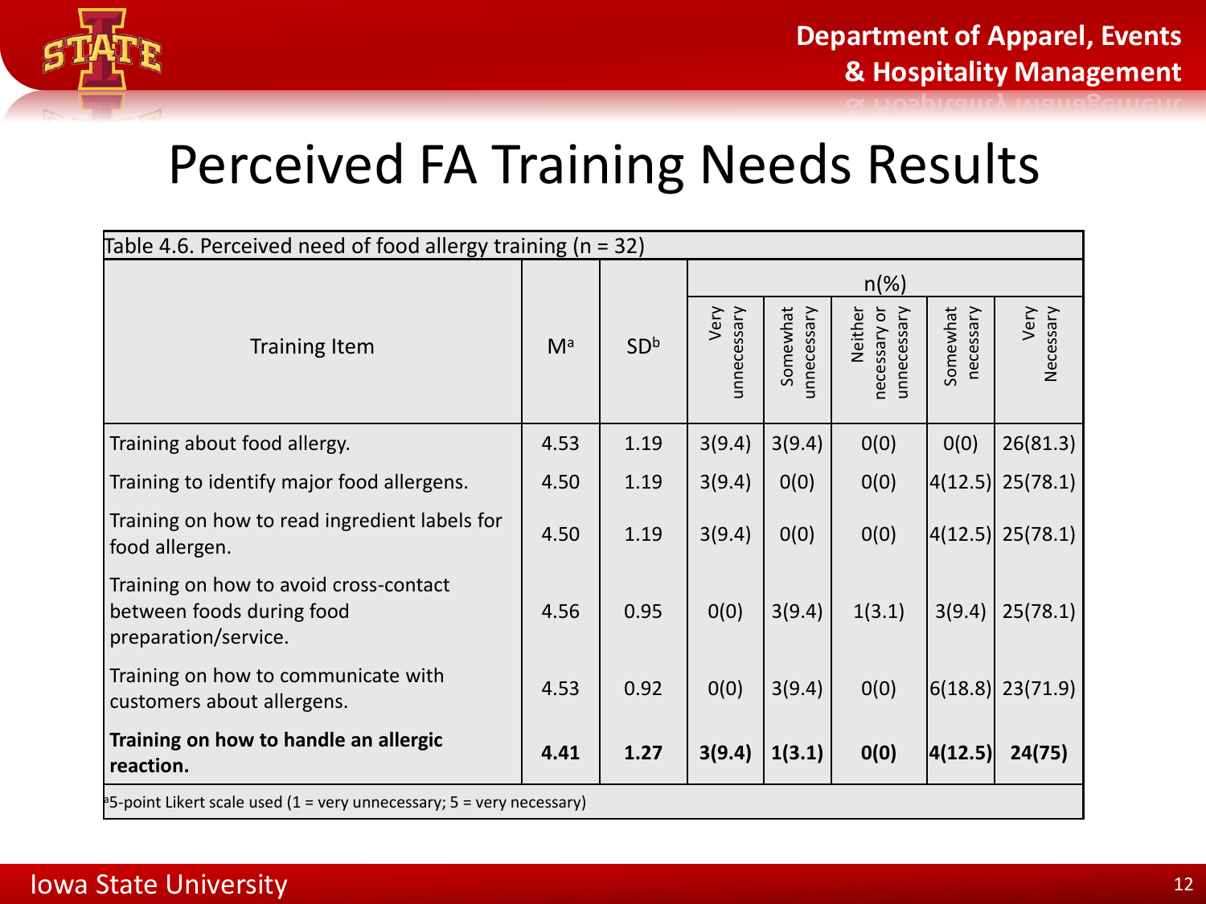# Perceived FA Training Needs Results

Table 4.6. Perceived need of food allergy training (n = 32)

| Training Item | M[a] | SD[b] | n(%) | | | | |
|---|---|---|---|---|---|---|---|
| | | | Very unnecessary | Somewhat unnecessary | Neither necessary or unnecessary | Somewhat necessary | Very Necessary |
| Training about food allergy. | 4.53 | 1.19 | 3(9.4) | 3(9.4) | 0(0) | 0(0) | 26(81.3) |
| Training to identify major food allergens. | 4.50 | 1.19 | 3(9.4) | 0(0) | 0(0) | 4(12.5) | 25(78.1) |
| Training on how to read ingredient labels for food allergen. | 4.50 | 1.19 | 3(9.4) | 0(0) | 0(0) | 4(12.5) | 25(78.1) |
| Training on how to avoid cross-contact between foods during food preparation/service. | 4.56 | 0.95 | 0(0) | 3(9.4) | 1(3.1) | 3(9.4) | 25(78.1) |
| Training on how to communicate with customers about allergens. | 4.53 | 0.92 | 0(0) | 3(9.4) | 0(0) | 6(18.8) | 23(71.9) |
| **Training on how to handle an allergic reaction.** | **4.41** | **1.27** | **3(9.4)** | **1(3.1)** | **0(0)** | **4(12.5)** | **24(75)** |

[a]5-point Likert scale used (1 = very unnecessary; 5 = very necessary)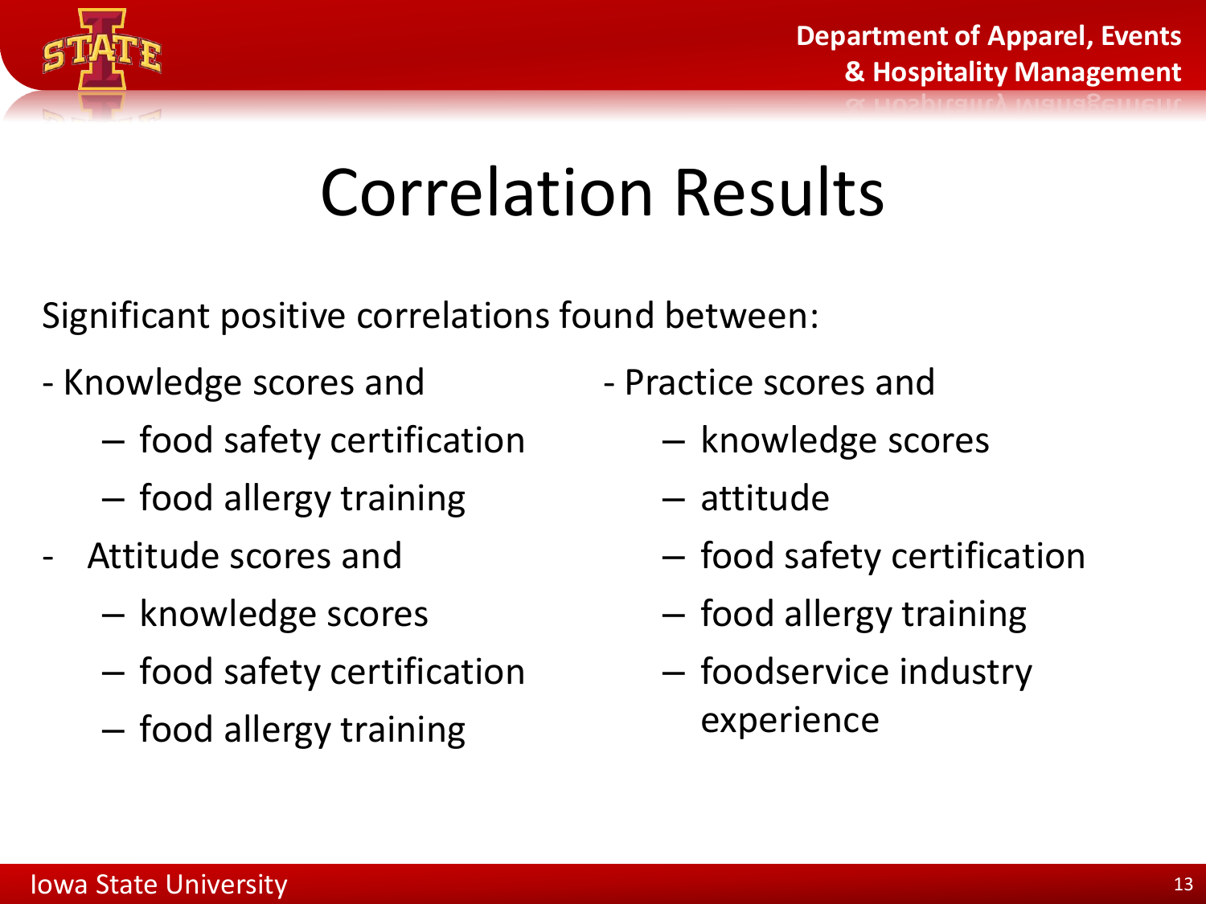# Correlation Results

Significant positive correlations found between:

- Knowledge scores and
  - food safety certification
  - food allergy training
- Attitude scores and
  - knowledge scores
  - food safety certification
  - food allergy training
- Practice scores and
  - knowledge scores
  - attitude
  - food safety certification
  - food allergy training
  - foodservice industry experience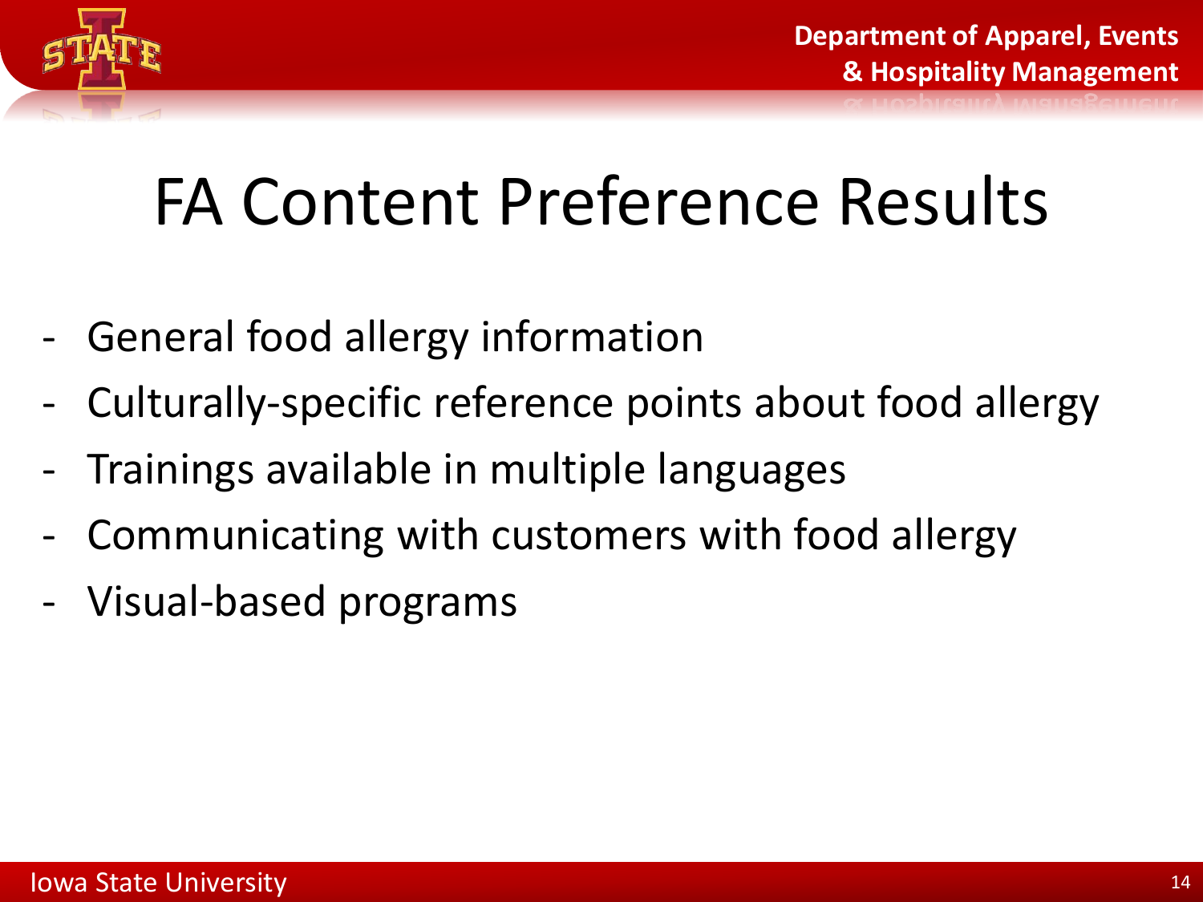# FA Content Preference Results

- General food allergy information
- Culturally-specific reference points about food allergy
- Trainings available in multiple languages
- Communicating with customers with food allergy
- Visual-based programs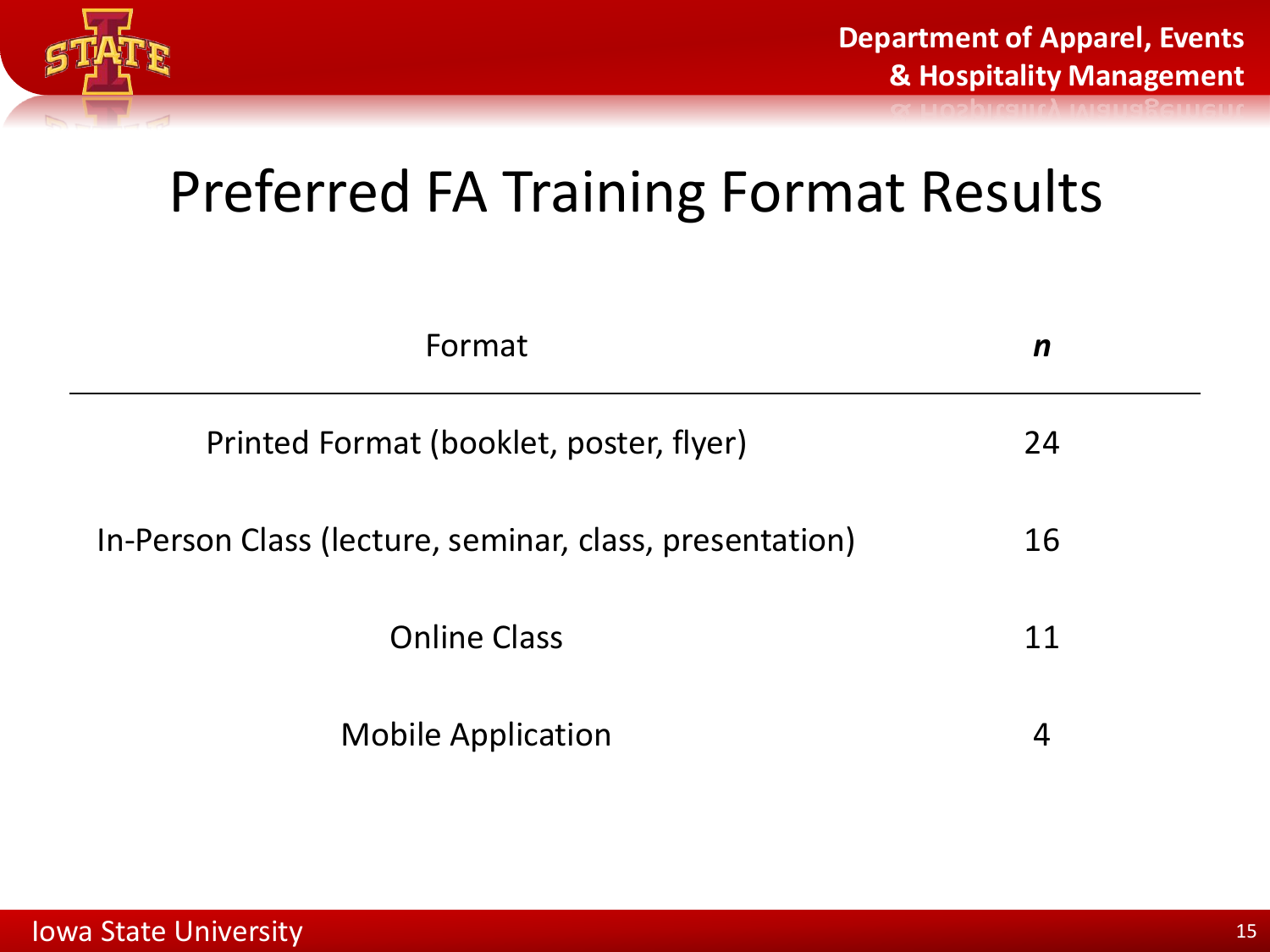# Preferred FA Training Format Results

| Format | ***n*** |
|---|---|
| Printed Format (booklet, poster, flyer) | 24 |
| In-Person Class (lecture, seminar, class, presentation) | 16 |
| Online Class | 11 |
| Mobile Application | 4 |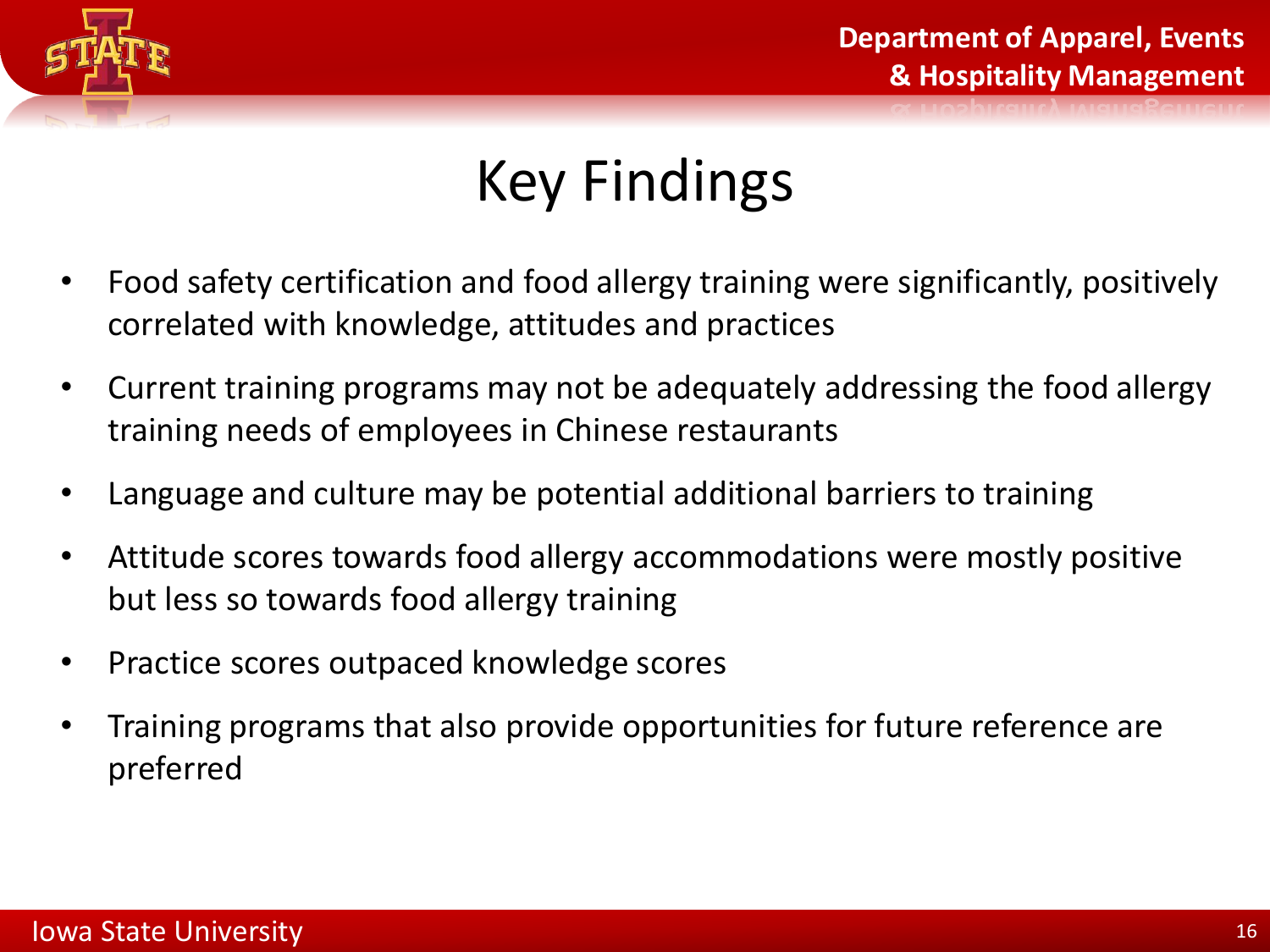# Key Findings

- Food safety certification and food allergy training were significantly, positively correlated with knowledge, attitudes and practices
- Current training programs may not be adequately addressing the food allergy training needs of employees in Chinese restaurants
- Language and culture may be potential additional barriers to training
- Attitude scores towards food allergy accommodations were mostly positive but less so towards food allergy training
- Practice scores outpaced knowledge scores
- Training programs that also provide opportunities for future reference are preferred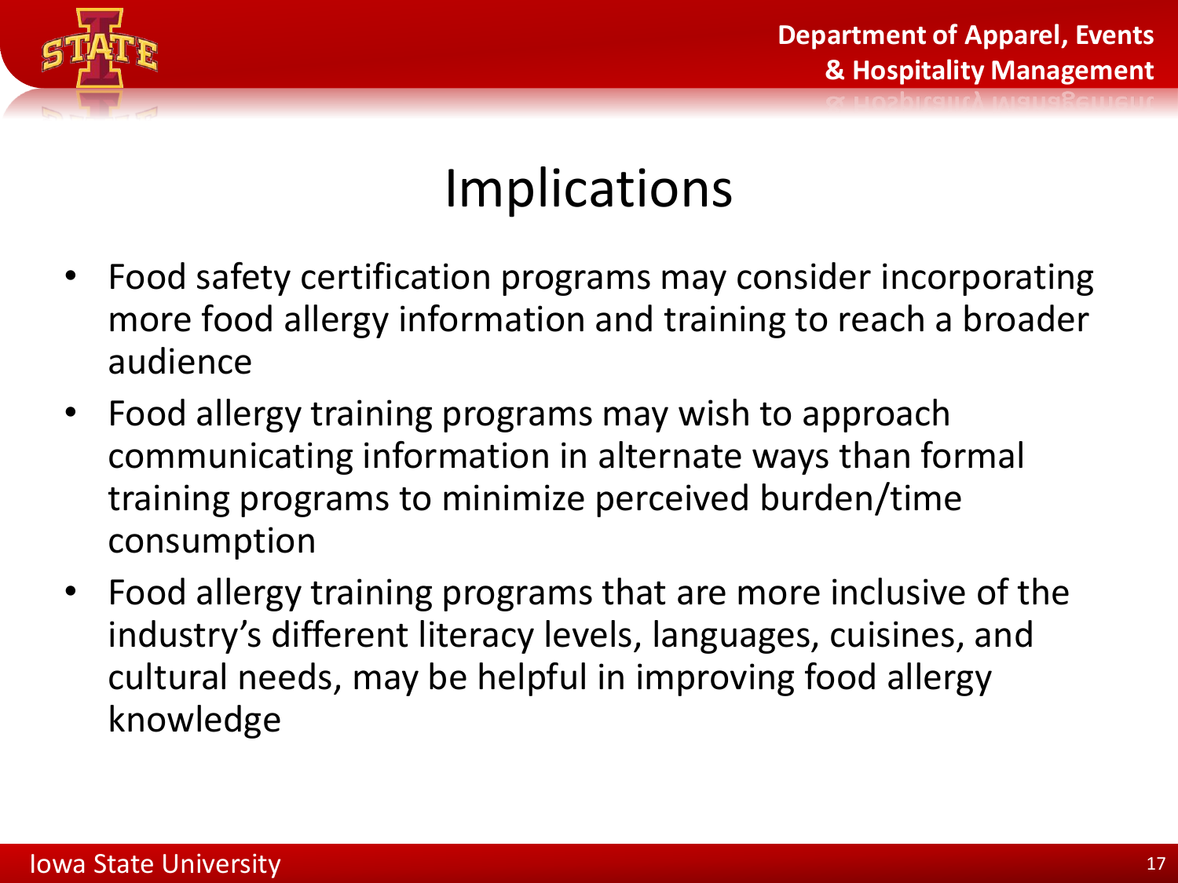# Implications

- Food safety certification programs may consider incorporating more food allergy information and training to reach a broader audience
- Food allergy training programs may wish to approach communicating information in alternate ways than formal training programs to minimize perceived burden/time consumption
- Food allergy training programs that are more inclusive of the industry's different literacy levels, languages, cuisines, and cultural needs, may be helpful in improving food allergy knowledge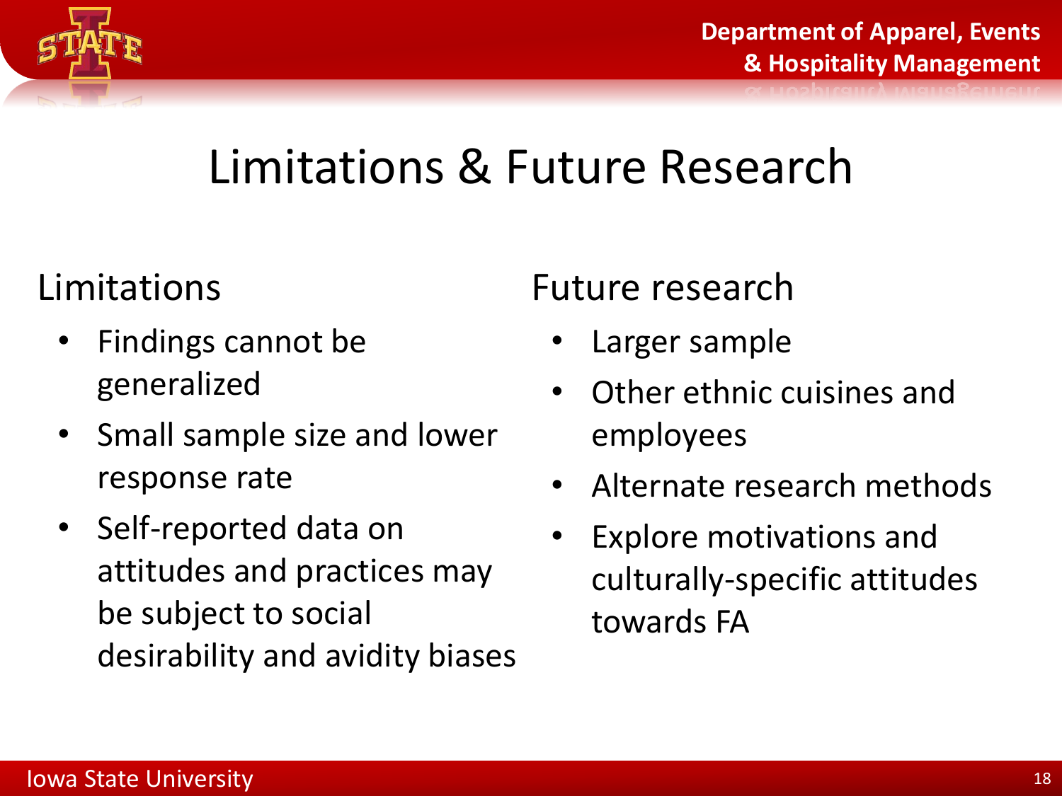# Limitations & Future Research

## Limitations

- Findings cannot be generalized
- Small sample size and lower response rate
- Self-reported data on attitudes and practices may be subject to social desirability and avidity biases

## Future research

- Larger sample
- Other ethnic cuisines and employees
- Alternate research methods
- Explore motivations and culturally-specific attitudes towards FA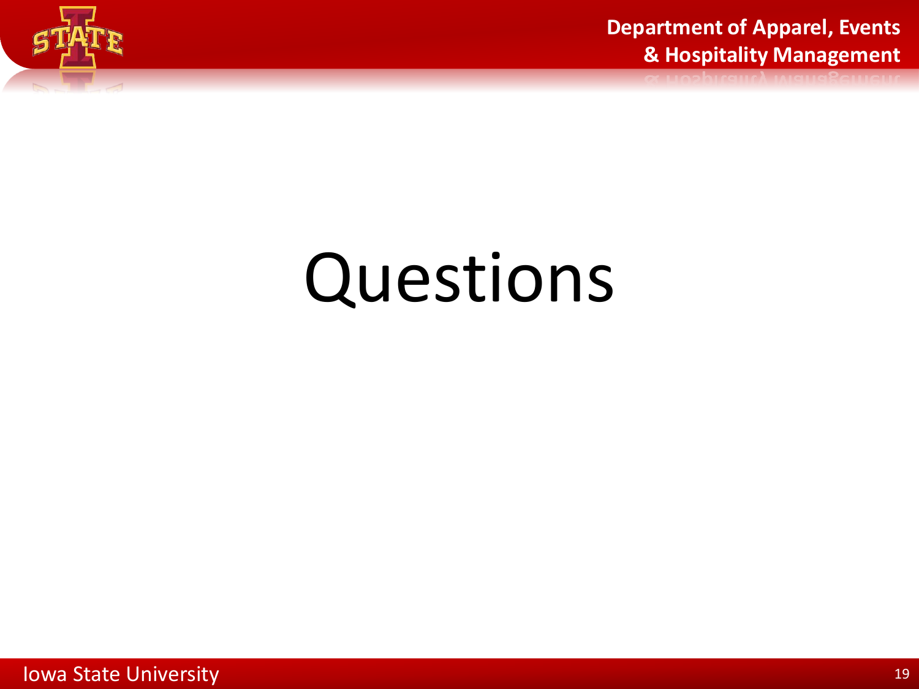# Questions